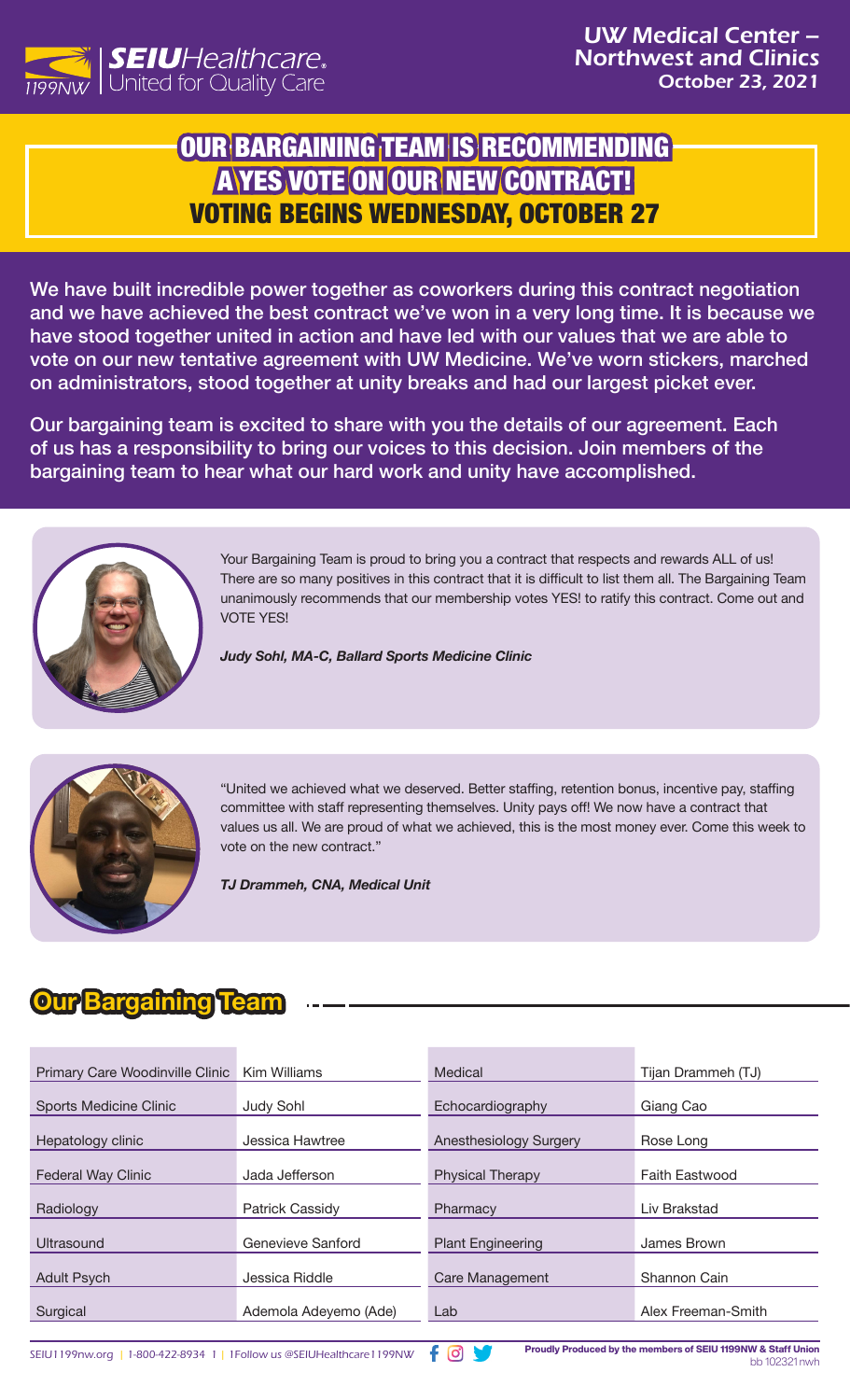SEIU Healthcare 1199NW | United for Quality Care

UW Medical Center – Northwest and Clinics
October 23, 2021

# OUR BARGAINING TEAM IS RECOMMENDING A YES VOTE ON OUR NEW CONTRACT!

## VOTING BEGINS WEDNESDAY, OCTOBER 27

We have built incredible power together as coworkers during this contract negotiation and we have achieved the best contract we've won in a very long time. It is because we have stood together united in action and have led with our values that we are able to vote on our new tentative agreement with UW Medicine. We've worn stickers, marched on administrators, stood together at unity breaks and had our largest picket ever.

Our bargaining team is excited to share with you the details of our agreement. Each of us has a responsibility to bring our voices to this decision. Join members of the bargaining team to hear what our hard work and unity have accomplished.

Your Bargaining Team is proud to bring you a contract that respects and rewards ALL of us! There are so many positives in this contract that it is difficult to list them all. The Bargaining Team unanimously recommends that our membership votes YES! to ratify this contract. Come out and VOTE YES!

***Judy Sohl, MA-C, Ballard Sports Medicine Clinic***

"United we achieved what we deserved. Better staffing, retention bonus, incentive pay, staffing committee with staff representing themselves. Unity pays off! We now have a contract that values us all. We are proud of what we achieved, this is the most money ever. Come this week to vote on the new contract."

***TJ Drammeh, CNA, Medical Unit***

## Our Bargaining Team

| | | | |
|---|---|---|---|
| Primary Care Woodinville Clinic | Kim Williams | Medical | Tijan Drammeh (TJ) |
| Sports Medicine Clinic | Judy Sohl | Echocardiography | Giang Cao |
| Hepatology clinic | Jessica Hawtree | Anesthesiology Surgery | Rose Long |
| Federal Way Clinic | Jada Jefferson | Physical Therapy | Faith Eastwood |
| Radiology | Patrick Cassidy | Pharmacy | Liv Brakstad |
| Ultrasound | Genevieve Sanford | Plant Engineering | James Brown |
| Adult Psych | Jessica Riddle | Care Management | Shannon Cain |
| Surgical | Ademola Adeyemo (Ade) | Lab | Alex Freeman-Smith |

SEIU1199nw.org | 1-800-422-8934 | Follow us @SEIUHealthcare1199NW

**Proudly Produced by the members of SEIU 1199NW & Staff Union**
bb 102321nwh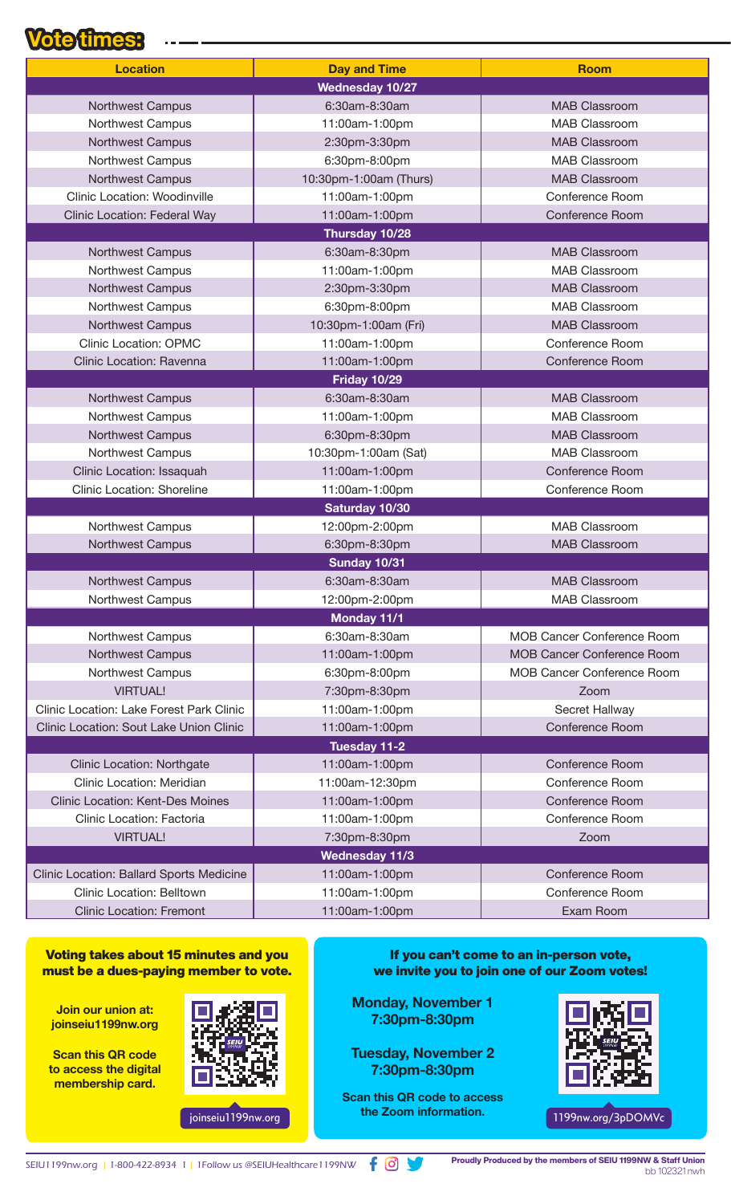# Vote times:

| Location | Day and Time | Room |
|---|---|---|
| **Wednesday 10/27** | | |
| Northwest Campus | 6:30am-8:30am | MAB Classroom |
| Northwest Campus | 11:00am-1:00pm | MAB Classroom |
| Northwest Campus | 2:30pm-3:30pm | MAB Classroom |
| Northwest Campus | 6:30pm-8:00pm | MAB Classroom |
| Northwest Campus | 10:30pm-1:00am (Thurs) | MAB Classroom |
| Clinic Location: Woodinville | 11:00am-1:00pm | Conference Room |
| Clinic Location: Federal Way | 11:00am-1:00pm | Conference Room |
| **Thursday 10/28** | | |
| Northwest Campus | 6:30am-8:30pm | MAB Classroom |
| Northwest Campus | 11:00am-1:00pm | MAB Classroom |
| Northwest Campus | 2:30pm-3:30pm | MAB Classroom |
| Northwest Campus | 6:30pm-8:00pm | MAB Classroom |
| Northwest Campus | 10:30pm-1:00am (Fri) | MAB Classroom |
| Clinic Location: OPMC | 11:00am-1:00pm | Conference Room |
| Clinic Location: Ravenna | 11:00am-1:00pm | Conference Room |
| **Friday 10/29** | | |
| Northwest Campus | 6:30am-8:30am | MAB Classroom |
| Northwest Campus | 11:00am-1:00pm | MAB Classroom |
| Northwest Campus | 6:30pm-8:30pm | MAB Classroom |
| Northwest Campus | 10:30pm-1:00am (Sat) | MAB Classroom |
| Clinic Location: Issaquah | 11:00am-1:00pm | Conference Room |
| Clinic Location: Shoreline | 11:00am-1:00pm | Conference Room |
| **Saturday 10/30** | | |
| Northwest Campus | 12:00pm-2:00pm | MAB Classroom |
| Northwest Campus | 6:30pm-8:30pm | MAB Classroom |
| **Sunday 10/31** | | |
| Northwest Campus | 6:30am-8:30am | MAB Classroom |
| Northwest Campus | 12:00pm-2:00pm | MAB Classroom |
| **Monday 11/1** | | |
| Northwest Campus | 6:30am-8:30am | MOB Cancer Conference Room |
| Northwest Campus | 11:00am-1:00pm | MOB Cancer Conference Room |
| Northwest Campus | 6:30pm-8:00pm | MOB Cancer Conference Room |
| VIRTUAL! | 7:30pm-8:30pm | Zoom |
| Clinic Location: Lake Forest Park Clinic | 11:00am-1:00pm | Secret Hallway |
| Clinic Location: Sout Lake Union Clinic | 11:00am-1:00pm | Conference Room |
| **Tuesday 11-2** | | |
| Clinic Location: Northgate | 11:00am-1:00pm | Conference Room |
| Clinic Location: Meridian | 11:00am-12:30pm | Conference Room |
| Clinic Location: Kent-Des Moines | 11:00am-1:00pm | Conference Room |
| Clinic Location: Factoria | 11:00am-1:00pm | Conference Room |
| VIRTUAL! | 7:30pm-8:30pm | Zoom |
| **Wednesday 11/3** | | |
| Clinic Location: Ballard Sports Medicine | 11:00am-1:00pm | Conference Room |
| Clinic Location: Belltown | 11:00am-1:00pm | Conference Room |
| Clinic Location: Fremont | 11:00am-1:00pm | Exam Room |

**Voting takes about 15 minutes and you must be a dues-paying member to vote.**

**Join our union at: joinseiu1199nw.org**

**Scan this QR code to access the digital membership card.**

joinseiu1199nw.org

**If you can't come to an in-person vote, we invite you to join one of our Zoom votes!**

**Monday, November 1**
**7:30pm-8:30pm**

**Tuesday, November 2**
**7:30pm-8:30pm**

**Scan this QR code to access the Zoom information.**

1199nw.org/3pDOMVc

SEIU1199nw.org | 1-800-422-8934 | Follow us @SEIUHealthcare1199NW

**Proudly Produced by the members of SEIU 1199NW & Staff Union**

bb 102321nwh